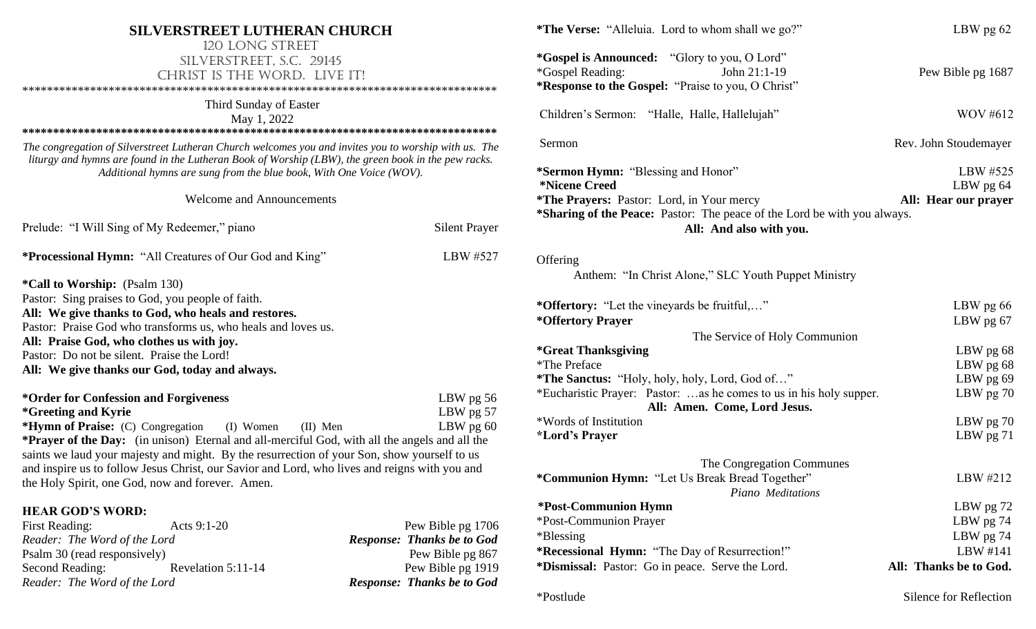# SILVERSTREET LUTHERAN CHURCH

120 LONG STREET
SILVERSTREET, S.C. 29145
CHRIST IS THE WORD. LIVE IT!

*******************************************************************************

Third Sunday of Easter
May 1, 2022

*******************************************************************************

*The congregation of Silverstreet Lutheran Church welcomes you and invites you to worship with us. The liturgy and hymns are found in the Lutheran Book of Worship (LBW), the green book in the pew racks. Additional hymns are sung from the blue book, With One Voice (WOV).*

Welcome and Announcements

Prelude: "I Will Sing of My Redeemer," piano — Silent Prayer

**\*Processional Hymn:** "All Creatures of Our God and King" — LBW #527

**\*Call to Worship:** (Psalm 130)
Pastor: Sing praises to God, you people of faith.
**All: We give thanks to God, who heals and restores.**
Pastor: Praise God who transforms us, who heals and loves us.
**All: Praise God, who clothes us with joy.**
Pastor: Do not be silent. Praise the Lord!
**All: We give thanks our God, today and always.**

**\*Order for Confession and Forgiveness** — LBW pg 56
**\*Greeting and Kyrie** — LBW pg 57
**\*Hymn of Praise:** (C) Congregation (I) Women (II) Men — LBW pg 60
**\*Prayer of the Day:** (in unison) Eternal and all-merciful God, with all the angels and all the saints we laud your majesty and might. By the resurrection of your Son, show yourself to us and inspire us to follow Jesus Christ, our Savior and Lord, who lives and reigns with you and the Holy Spirit, one God, now and forever. Amen.

## HEAR GOD'S WORD:

First Reading: Acts 9:1-20 — Pew Bible pg 1706
*Reader: The Word of the Lord* — ***Response: Thanks be to God***
Psalm 30 (read responsively) — Pew Bible pg 867
Second Reading: Revelation 5:11-14 — Pew Bible pg 1919
*Reader: The Word of the Lord* — ***Response: Thanks be to God***

**\*The Verse:** "Alleluia. Lord to whom shall we go?" — LBW pg 62

**\*Gospel is Announced:** "Glory to you, O Lord"
\*Gospel Reading: John 21:1-19 — Pew Bible pg 1687
**\*Response to the Gospel:** "Praise to you, O Christ"

Children's Sermon: "Halle, Halle, Hallelujah" — WOV #612

Sermon — Rev. John Stoudemayer

**\*Sermon Hymn:** "Blessing and Honor" — LBW #525
**\*Nicene Creed** — LBW pg 64
**\*The Prayers:** Pastor: Lord, in Your mercy — **All: Hear our prayer**
**\*Sharing of the Peace:** Pastor: The peace of the Lord be with you always.
**All: And also with you.**

Offering
Anthem: "In Christ Alone," SLC Youth Puppet Ministry

**\*Offertory:** "Let the vineyards be fruitful,…" — LBW pg 66
**\*Offertory Prayer** — LBW pg 67

The Service of Holy Communion

**\*Great Thanksgiving** — LBW pg 68
\*The Preface — LBW pg 68
**\*The Sanctus:** "Holy, holy, holy, Lord, God of…" — LBW pg 69
\*Eucharistic Prayer: Pastor: …as he comes to us in his holy supper. — LBW pg 70
**All: Amen. Come, Lord Jesus.**
\*Words of Institution — LBW pg 70
\***Lord's Prayer** — LBW pg 71

The Congregation Communes

**\*Communion Hymn:** "Let Us Break Bread Together" — LBW #212
*Piano Meditations*
**\*Post-Communion Hymn** — LBW pg 72
\*Post-Communion Prayer — LBW pg 74
\*Blessing — LBW pg 74
**\*Recessional Hymn:** "The Day of Resurrection!" — LBW #141
**\*Dismissal:** Pastor: Go in peace. Serve the Lord. — **All: Thanks be to God.**

\*Postlude — Silence for Reflection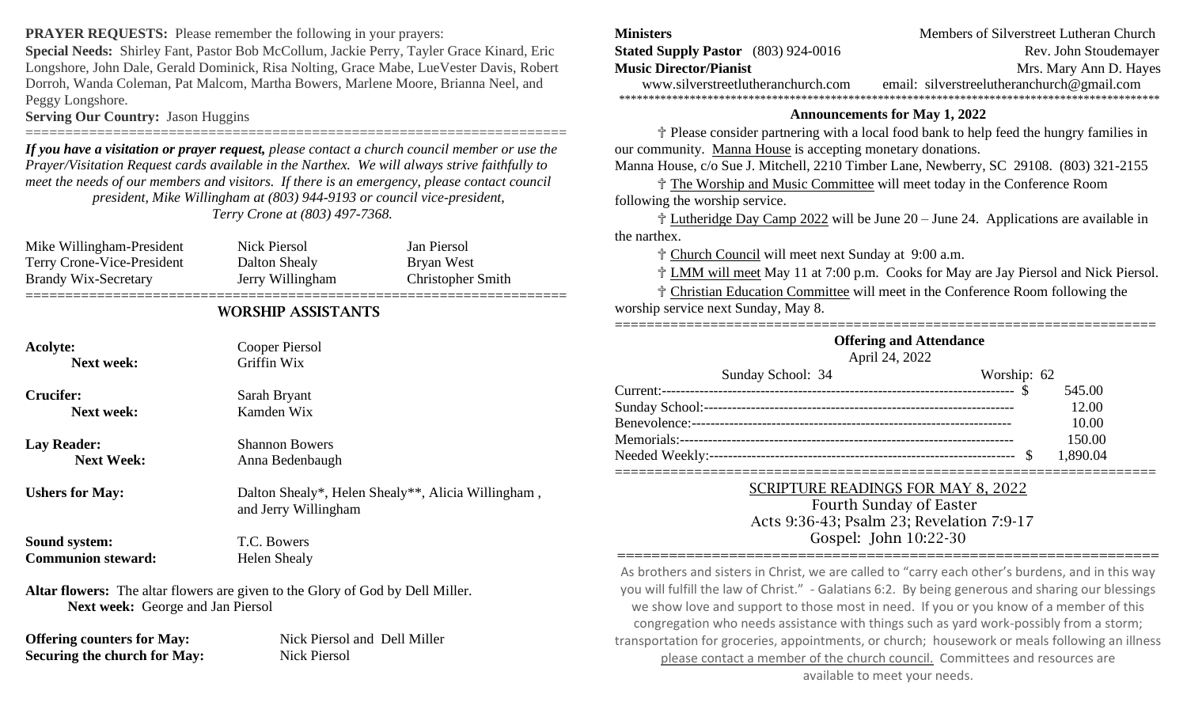**PRAYER REQUESTS:** Please remember the following in your prayers:

**Special Needs:** Shirley Fant, Pastor Bob McCollum, Jackie Perry, Tayler Grace Kinard, Eric Longshore, John Dale, Gerald Dominick, Risa Nolting, Grace Mabe, LueVester Davis, Robert Dorroh, Wanda Coleman, Pat Malcom, Martha Bowers, Marlene Moore, Brianna Neel, and Peggy Longshore.

**Serving Our Country:** Jason Huggins

---

***If you have a visitation or prayer request,*** *please contact a church council member or use the Prayer/Visitation Request cards available in the Narthex. We will always strive faithfully to meet the needs of our members and visitors. If there is an emergency, please contact council president, Mike Willingham at (803) 944-9193 or council vice-president, Terry Crone at (803) 497-7368.*

| | | |
|---|---|---|
| Mike Willingham-President | Nick Piersol | Jan Piersol |
| Terry Crone-Vice-President | Dalton Shealy | Bryan West |
| Brandy Wix-Secretary | Jerry Willingham | Christopher Smith |

---

## WORSHIP ASSISTANTS

**Acolyte:** Cooper Piersol
**Next week:** Griffin Wix

**Crucifer:** Sarah Bryant
**Next week:** Kamden Wix

**Lay Reader:** Shannon Bowers
**Next Week:** Anna Bedenbaugh

**Ushers for May:** Dalton Shealy*, Helen Shealy**, Alicia Willingham , and Jerry Willingham

**Sound system:** T.C. Bowers
**Communion steward:** Helen Shealy

**Altar flowers:** The altar flowers are given to the Glory of God by Dell Miller.
**Next week:** George and Jan Piersol

**Offering counters for May:** Nick Piersol and Dell Miller
**Securing the church for May:** Nick Piersol

**Ministers** Members of Silverstreet Lutheran Church
**Stated Supply Pastor** (803) 924-0016 Rev. John Stoudemayer
**Music Director/Pianist** Mrs. Mary Ann D. Hayes
www.silverstreetlutheranchurch.com email: silverstreetlutheranchurch@gmail.com

---

## Announcements for May 1, 2022

☦ Please consider partnering with a local food bank to help feed the hungry families in our community. Manna House is accepting monetary donations.
Manna House, c/o Sue J. Mitchell, 2210 Timber Lane, Newberry, SC 29108. (803) 321-2155

☦ The Worship and Music Committee will meet today in the Conference Room following the worship service.

☦ Lutheridge Day Camp 2022 will be June 20 – June 24. Applications are available in the narthex.

☦ Church Council will meet next Sunday at 9:00 a.m.

☦ LMM will meet May 11 at 7:00 p.m. Cooks for May are Jay Piersol and Nick Piersol.

☦ Christian Education Committee will meet in the Conference Room following the worship service next Sunday, May 8.

---

### Offering and Attendance

April 24, 2022

Sunday School: 34 Worship: 62

| | |
|---|---|
| Current: | $ 545.00 |
| Sunday School: | 12.00 |
| Benevolence: | 10.00 |
| Memorials: | 150.00 |
| Needed Weekly: | $ 1,890.04 |

---

### SCRIPTURE READINGS FOR MAY 8, 2022

Fourth Sunday of Easter
Acts 9:36-43; Psalm 23; Revelation 7:9-17
Gospel: John 10:22-30

---

As brothers and sisters in Christ, we are called to "carry each other's burdens, and in this way you will fulfill the law of Christ." - Galatians 6:2. By being generous and sharing our blessings we show love and support to those most in need. If you or you know of a member of this congregation who needs assistance with things such as yard work-possibly from a storm; transportation for groceries, appointments, or church; housework or meals following an illness please contact a member of the church council. Committees and resources are available to meet your needs.